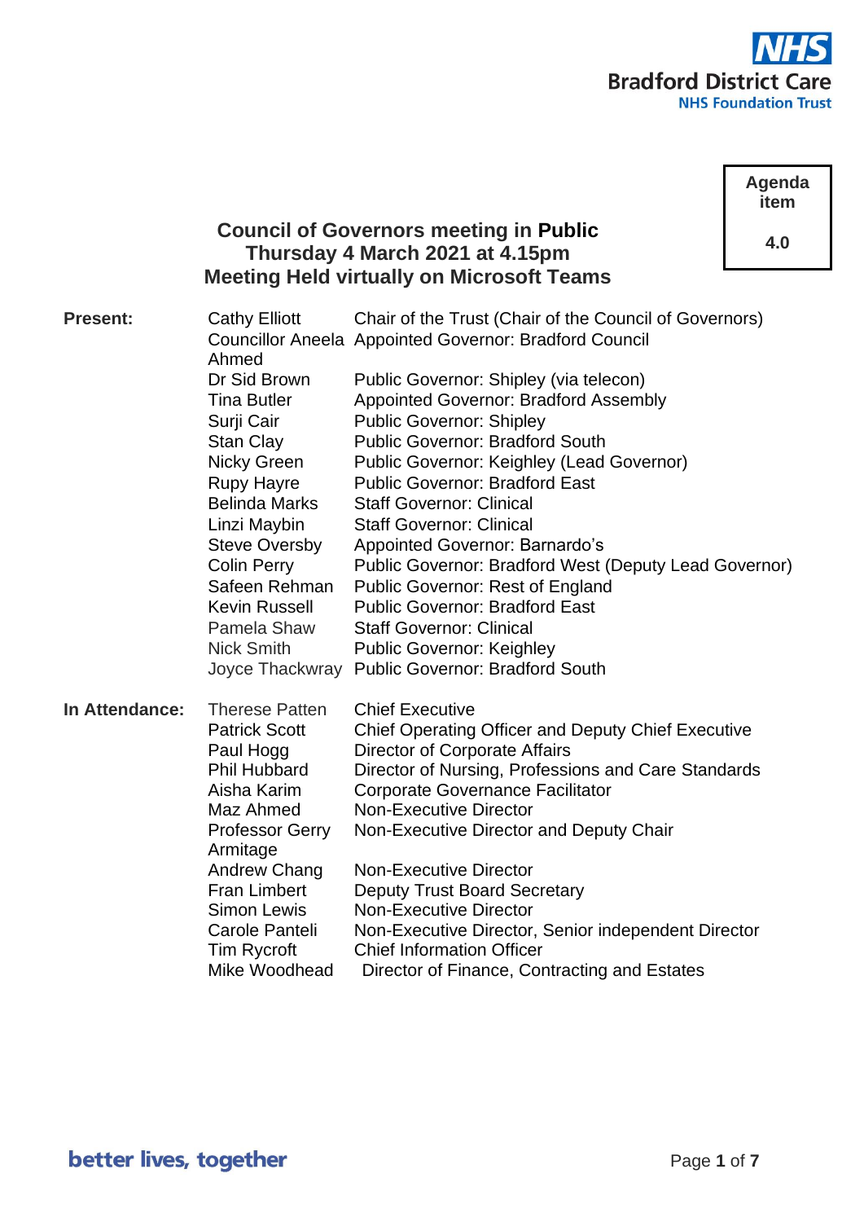**Bradford District Care**
**NHS Foundation Trust**

| Agenda item |
|---|
| 4.0 |

# Council of Governors meeting in Public
## Thursday 4 March 2021 at 4.15pm
## Meeting Held virtually on Microsoft Teams

| | | |
|---|---|---|
| **Present:** | Cathy Elliott | Chair of the Trust (Chair of the Council of Governors) |
| | Councillor Aneela Ahmed | Appointed Governor: Bradford Council |
| | Dr Sid Brown | Public Governor: Shipley (via telecon) |
| | Tina Butler | Appointed Governor: Bradford Assembly |
| | Surji Cair | Public Governor: Shipley |
| | Stan Clay | Public Governor: Bradford South |
| | Nicky Green | Public Governor: Keighley (Lead Governor) |
| | Rupy Hayre | Public Governor: Bradford East |
| | Belinda Marks | Staff Governor: Clinical |
| | Linzi Maybin | Staff Governor: Clinical |
| | Steve Oversby | Appointed Governor: Barnardo's |
| | Colin Perry | Public Governor: Bradford West (Deputy Lead Governor) |
| | Safeen Rehman | Public Governor: Rest of England |
| | Kevin Russell | Public Governor: Bradford East |
| | Pamela Shaw | Staff Governor: Clinical |
| | Nick Smith | Public Governor: Keighley |
| | Joyce Thackwray | Public Governor: Bradford South |
| **In Attendance:** | Therese Patten | Chief Executive |
| | Patrick Scott | Chief Operating Officer and Deputy Chief Executive |
| | Paul Hogg | Director of Corporate Affairs |
| | Phil Hubbard | Director of Nursing, Professions and Care Standards |
| | Aisha Karim | Corporate Governance Facilitator |
| | Maz Ahmed | Non-Executive Director |
| | Professor Gerry Armitage | Non-Executive Director and Deputy Chair |
| | Andrew Chang | Non-Executive Director |
| | Fran Limbert | Deputy Trust Board Secretary |
| | Simon Lewis | Non-Executive Director |
| | Carole Panteli | Non-Executive Director, Senior independent Director |
| | Tim Rycroft | Chief Information Officer |
| | Mike Woodhead | Director of Finance, Contracting and Estates |

better lives, together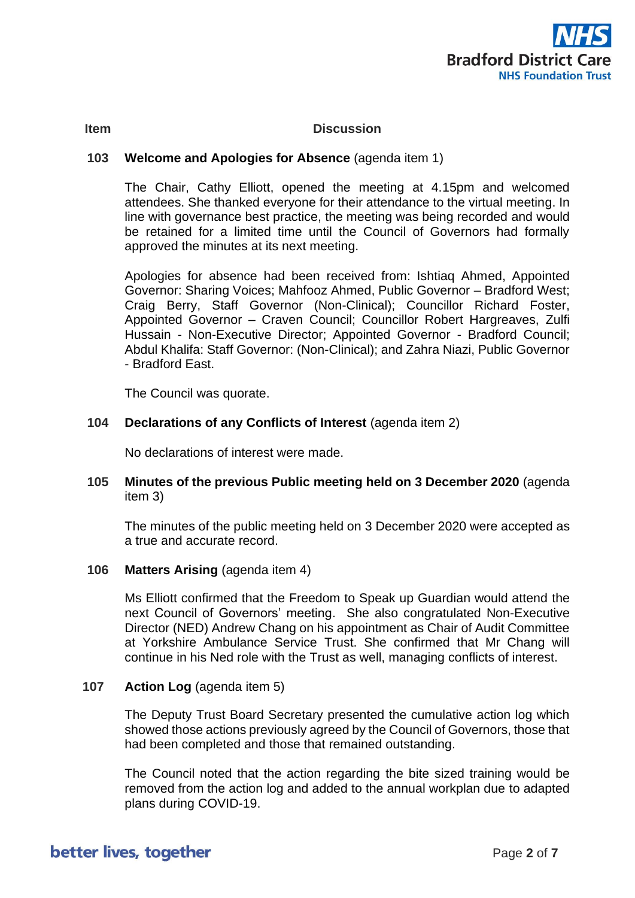| Item | Discussion |
|---|---|
| | |

**103 Welcome and Apologies for Absence** (agenda item 1)

The Chair, Cathy Elliott, opened the meeting at 4.15pm and welcomed attendees. She thanked everyone for their attendance to the virtual meeting. In line with governance best practice, the meeting was being recorded and would be retained for a limited time until the Council of Governors had formally approved the minutes at its next meeting.

Apologies for absence had been received from: Ishtiaq Ahmed, Appointed Governor: Sharing Voices; Mahfooz Ahmed, Public Governor – Bradford West; Craig Berry, Staff Governor (Non-Clinical); Councillor Richard Foster, Appointed Governor – Craven Council; Councillor Robert Hargreaves, Zulfi Hussain - Non-Executive Director; Appointed Governor - Bradford Council; Abdul Khalifa: Staff Governor: (Non-Clinical); and Zahra Niazi, Public Governor - Bradford East.

The Council was quorate.

**104 Declarations of any Conflicts of Interest** (agenda item 2)

No declarations of interest were made.

**105 Minutes of the previous Public meeting held on 3 December 2020** (agenda item 3)

The minutes of the public meeting held on 3 December 2020 were accepted as a true and accurate record.

**106 Matters Arising** (agenda item 4)

Ms Elliott confirmed that the Freedom to Speak up Guardian would attend the next Council of Governors' meeting. She also congratulated Non-Executive Director (NED) Andrew Chang on his appointment as Chair of Audit Committee at Yorkshire Ambulance Service Trust. She confirmed that Mr Chang will continue in his Ned role with the Trust as well, managing conflicts of interest.

**107 Action Log** (agenda item 5)

The Deputy Trust Board Secretary presented the cumulative action log which showed those actions previously agreed by the Council of Governors, those that had been completed and those that remained outstanding.

The Council noted that the action regarding the bite sized training would be removed from the action log and added to the annual workplan due to adapted plans during COVID-19.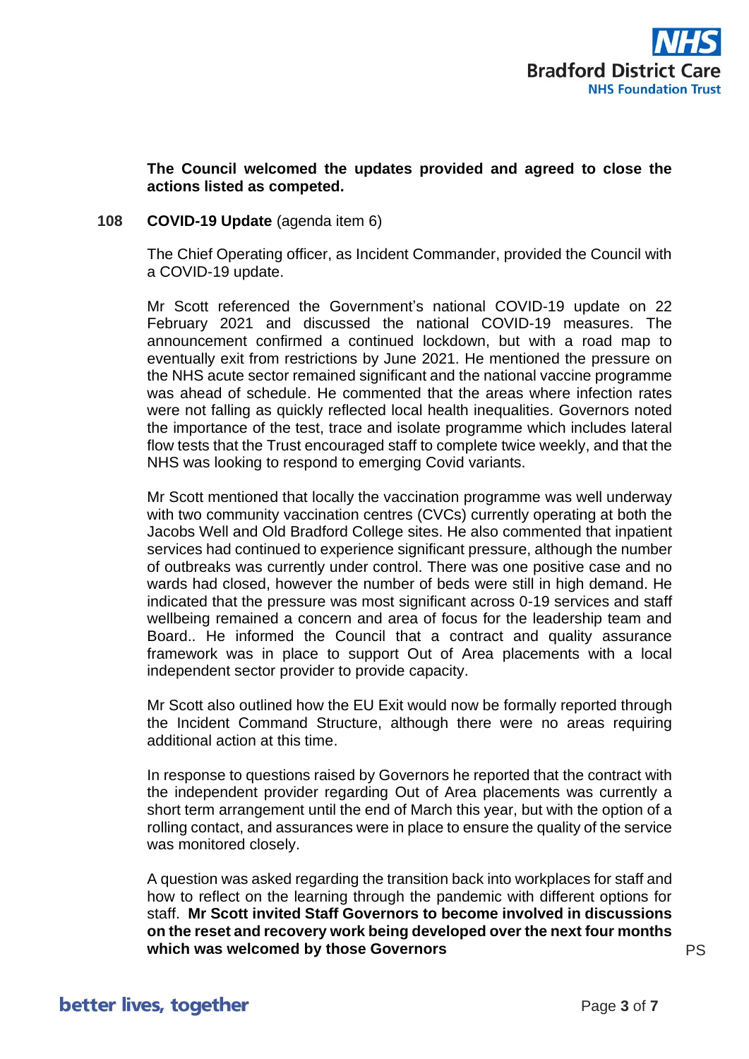**The Council welcomed the updates provided and agreed to close the actions listed as competed.**

**108 COVID-19 Update** (agenda item 6)

The Chief Operating officer, as Incident Commander, provided the Council with a COVID-19 update.

Mr Scott referenced the Government's national COVID-19 update on 22 February 2021 and discussed the national COVID-19 measures. The announcement confirmed a continued lockdown, but with a road map to eventually exit from restrictions by June 2021. He mentioned the pressure on the NHS acute sector remained significant and the national vaccine programme was ahead of schedule. He commented that the areas where infection rates were not falling as quickly reflected local health inequalities. Governors noted the importance of the test, trace and isolate programme which includes lateral flow tests that the Trust encouraged staff to complete twice weekly, and that the NHS was looking to respond to emerging Covid variants.

Mr Scott mentioned that locally the vaccination programme was well underway with two community vaccination centres (CVCs) currently operating at both the Jacobs Well and Old Bradford College sites. He also commented that inpatient services had continued to experience significant pressure, although the number of outbreaks was currently under control. There was one positive case and no wards had closed, however the number of beds were still in high demand. He indicated that the pressure was most significant across 0-19 services and staff wellbeing remained a concern and area of focus for the leadership team and Board.. He informed the Council that a contract and quality assurance framework was in place to support Out of Area placements with a local independent sector provider to provide capacity.

Mr Scott also outlined how the EU Exit would now be formally reported through the Incident Command Structure, although there were no areas requiring additional action at this time.

In response to questions raised by Governors he reported that the contract with the independent provider regarding Out of Area placements was currently a short term arrangement until the end of March this year, but with the option of a rolling contact, and assurances were in place to ensure the quality of the service was monitored closely.

A question was asked regarding the transition back into workplaces for staff and how to reflect on the learning through the pandemic with different options for staff. **Mr Scott invited Staff Governors to become involved in discussions on the reset and recovery work being developed over the next four months which was welcomed by those Governors** PS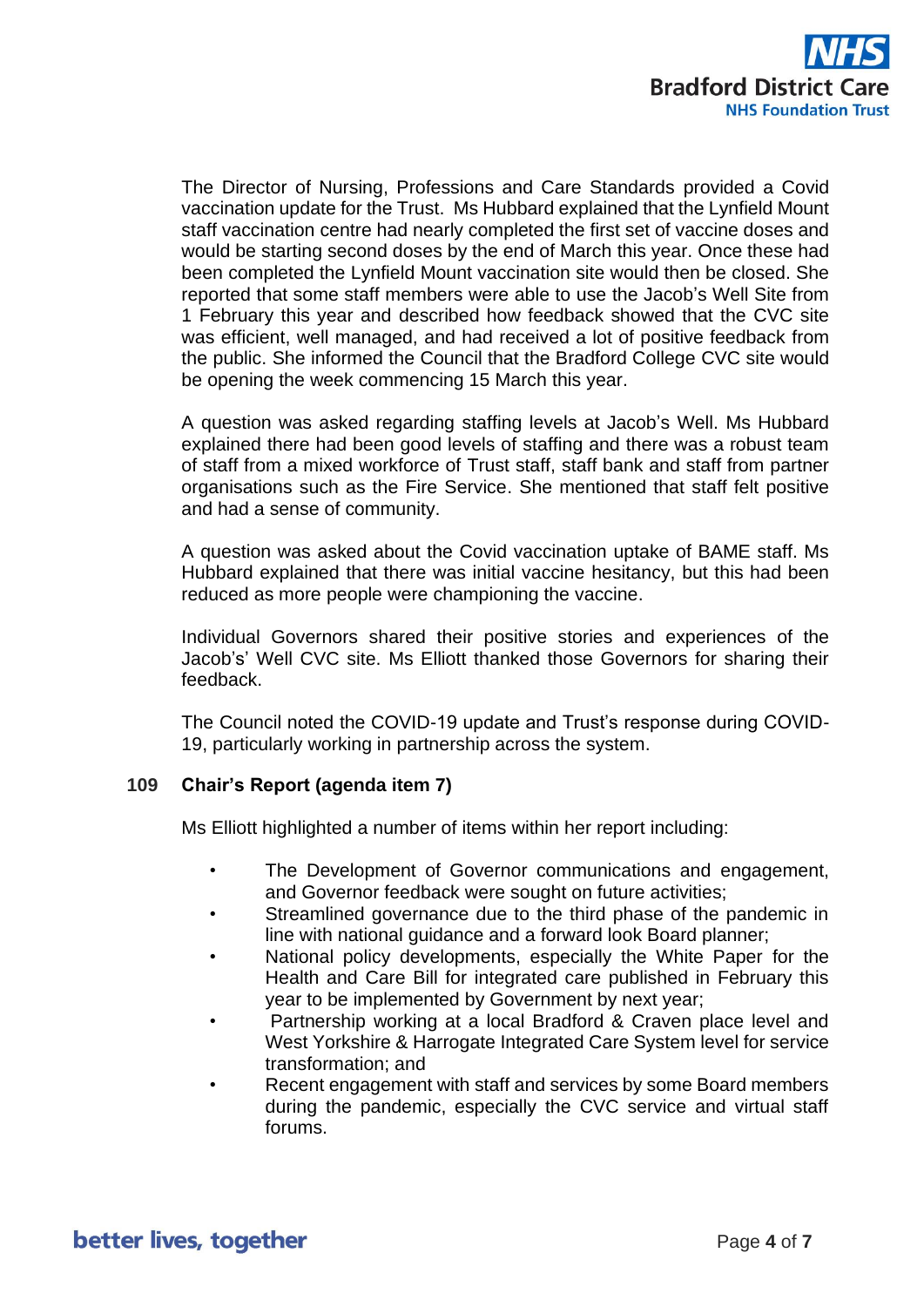The Director of Nursing, Professions and Care Standards provided a Covid vaccination update for the Trust. Ms Hubbard explained that the Lynfield Mount staff vaccination centre had nearly completed the first set of vaccine doses and would be starting second doses by the end of March this year. Once these had been completed the Lynfield Mount vaccination site would then be closed. She reported that some staff members were able to use the Jacob's Well Site from 1 February this year and described how feedback showed that the CVC site was efficient, well managed, and had received a lot of positive feedback from the public. She informed the Council that the Bradford College CVC site would be opening the week commencing 15 March this year.

A question was asked regarding staffing levels at Jacob's Well. Ms Hubbard explained there had been good levels of staffing and there was a robust team of staff from a mixed workforce of Trust staff, staff bank and staff from partner organisations such as the Fire Service. She mentioned that staff felt positive and had a sense of community.

A question was asked about the Covid vaccination uptake of BAME staff. Ms Hubbard explained that there was initial vaccine hesitancy, but this had been reduced as more people were championing the vaccine.

Individual Governors shared their positive stories and experiences of the Jacob's' Well CVC site. Ms Elliott thanked those Governors for sharing their feedback.

The Council noted the COVID-19 update and Trust's response during COVID-19, particularly working in partnership across the system.

**109 Chair's Report (agenda item 7)**

Ms Elliott highlighted a number of items within her report including:

- The Development of Governor communications and engagement, and Governor feedback were sought on future activities;
- Streamlined governance due to the third phase of the pandemic in line with national guidance and a forward look Board planner;
- National policy developments, especially the White Paper for the Health and Care Bill for integrated care published in February this year to be implemented by Government by next year;
- Partnership working at a local Bradford & Craven place level and West Yorkshire & Harrogate Integrated Care System level for service transformation; and
- Recent engagement with staff and services by some Board members during the pandemic, especially the CVC service and virtual staff forums.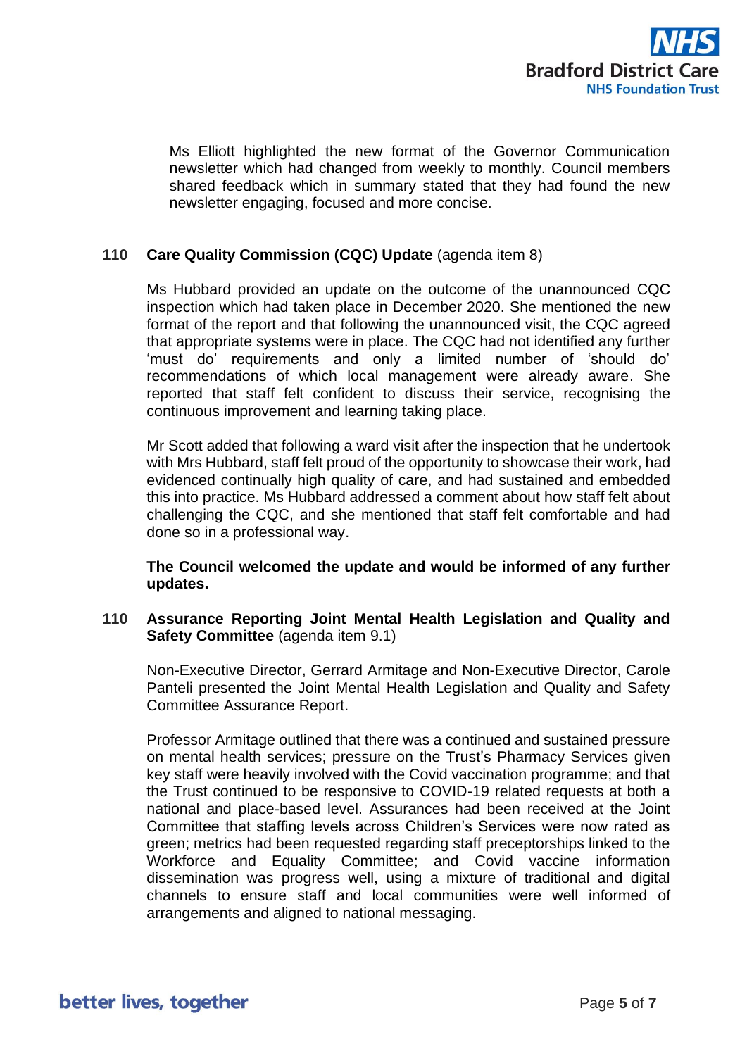Ms Elliott highlighted the new format of the Governor Communication newsletter which had changed from weekly to monthly. Council members shared feedback which in summary stated that they had found the new newsletter engaging, focused and more concise.

**110 Care Quality Commission (CQC) Update** (agenda item 8)

Ms Hubbard provided an update on the outcome of the unannounced CQC inspection which had taken place in December 2020. She mentioned the new format of the report and that following the unannounced visit, the CQC agreed that appropriate systems were in place. The CQC had not identified any further 'must do' requirements and only a limited number of 'should do' recommendations of which local management were already aware. She reported that staff felt confident to discuss their service, recognising the continuous improvement and learning taking place.

Mr Scott added that following a ward visit after the inspection that he undertook with Mrs Hubbard, staff felt proud of the opportunity to showcase their work, had evidenced continually high quality of care, and had sustained and embedded this into practice. Ms Hubbard addressed a comment about how staff felt about challenging the CQC, and she mentioned that staff felt comfortable and had done so in a professional way.

**The Council welcomed the update and would be informed of any further updates.**

**110 Assurance Reporting Joint Mental Health Legislation and Quality and Safety Committee** (agenda item 9.1)

Non-Executive Director, Gerrard Armitage and Non-Executive Director, Carole Panteli presented the Joint Mental Health Legislation and Quality and Safety Committee Assurance Report.

Professor Armitage outlined that there was a continued and sustained pressure on mental health services; pressure on the Trust's Pharmacy Services given key staff were heavily involved with the Covid vaccination programme; and that the Trust continued to be responsive to COVID-19 related requests at both a national and place-based level. Assurances had been received at the Joint Committee that staffing levels across Children's Services were now rated as green; metrics had been requested regarding staff preceptorships linked to the Workforce and Equality Committee; and Covid vaccine information dissemination was progress well, using a mixture of traditional and digital channels to ensure staff and local communities were well informed of arrangements and aligned to national messaging.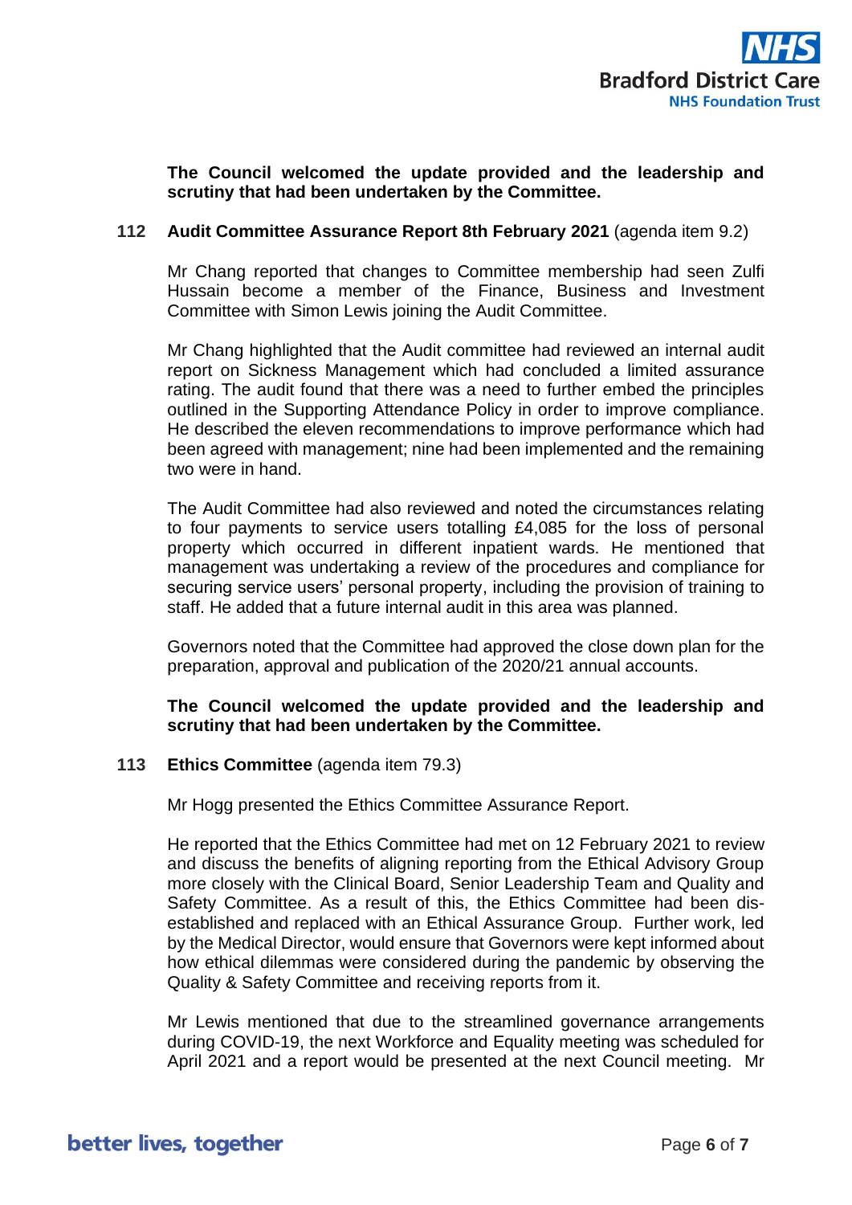**The Council welcomed the update provided and the leadership and scrutiny that had been undertaken by the Committee.**

**112 Audit Committee Assurance Report 8th February 2021** (agenda item 9.2)

Mr Chang reported that changes to Committee membership had seen Zulfi Hussain become a member of the Finance, Business and Investment Committee with Simon Lewis joining the Audit Committee.

Mr Chang highlighted that the Audit committee had reviewed an internal audit report on Sickness Management which had concluded a limited assurance rating. The audit found that there was a need to further embed the principles outlined in the Supporting Attendance Policy in order to improve compliance. He described the eleven recommendations to improve performance which had been agreed with management; nine had been implemented and the remaining two were in hand.

The Audit Committee had also reviewed and noted the circumstances relating to four payments to service users totalling £4,085 for the loss of personal property which occurred in different inpatient wards. He mentioned that management was undertaking a review of the procedures and compliance for securing service users' personal property, including the provision of training to staff. He added that a future internal audit in this area was planned.

Governors noted that the Committee had approved the close down plan for the preparation, approval and publication of the 2020/21 annual accounts.

**The Council welcomed the update provided and the leadership and scrutiny that had been undertaken by the Committee.**

**113 Ethics Committee** (agenda item 79.3)

Mr Hogg presented the Ethics Committee Assurance Report.

He reported that the Ethics Committee had met on 12 February 2021 to review and discuss the benefits of aligning reporting from the Ethical Advisory Group more closely with the Clinical Board, Senior Leadership Team and Quality and Safety Committee. As a result of this, the Ethics Committee had been dis-established and replaced with an Ethical Assurance Group. Further work, led by the Medical Director, would ensure that Governors were kept informed about how ethical dilemmas were considered during the pandemic by observing the Quality & Safety Committee and receiving reports from it.

Mr Lewis mentioned that due to the streamlined governance arrangements during COVID-19, the next Workforce and Equality meeting was scheduled for April 2021 and a report would be presented at the next Council meeting. Mr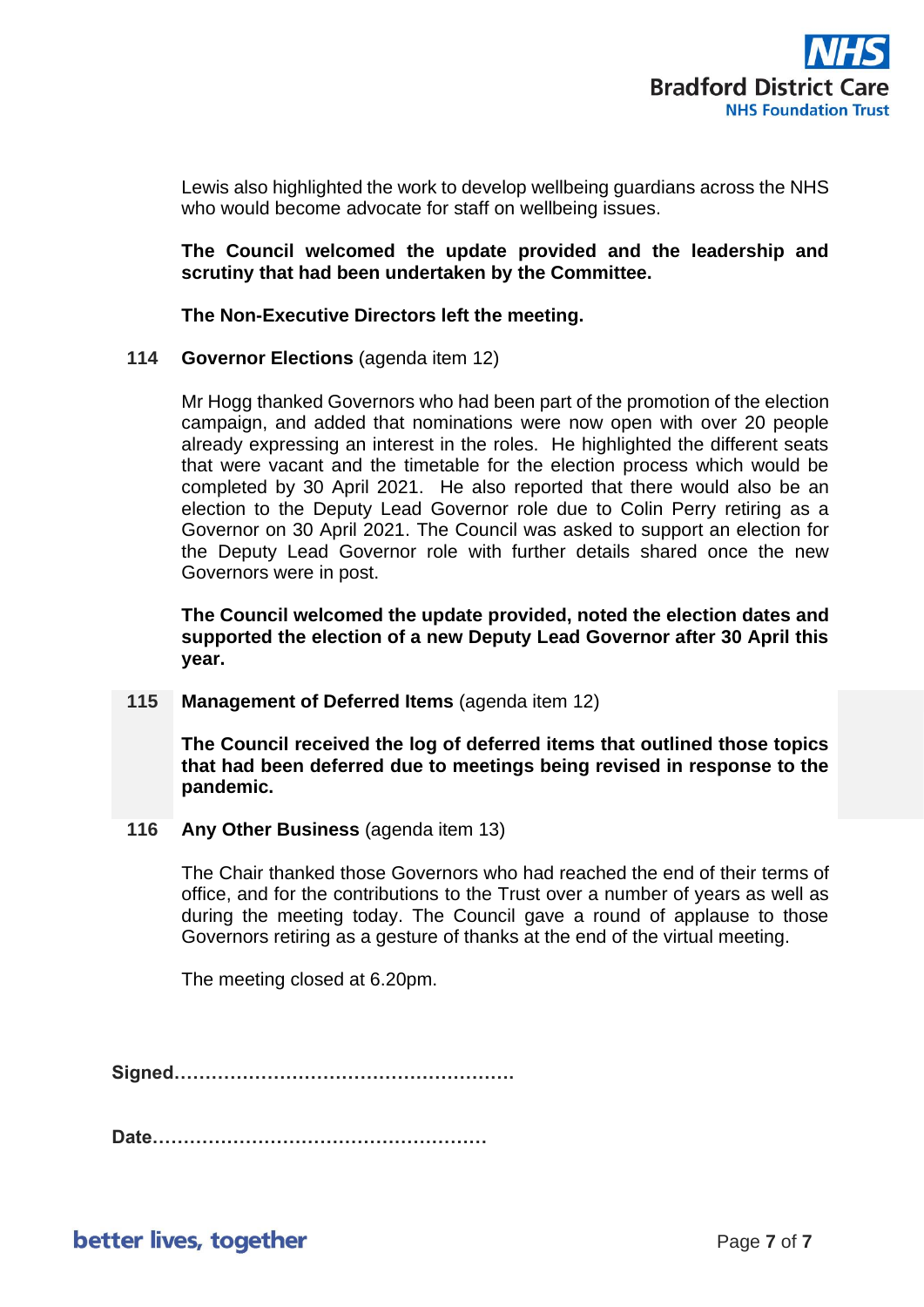Lewis also highlighted the work to develop wellbeing guardians across the NHS who would become advocate for staff on wellbeing issues.

**The Council welcomed the update provided and the leadership and scrutiny that had been undertaken by the Committee.**

**The Non-Executive Directors left the meeting.**

**114 Governor Elections** (agenda item 12)

Mr Hogg thanked Governors who had been part of the promotion of the election campaign, and added that nominations were now open with over 20 people already expressing an interest in the roles. He highlighted the different seats that were vacant and the timetable for the election process which would be completed by 30 April 2021. He also reported that there would also be an election to the Deputy Lead Governor role due to Colin Perry retiring as a Governor on 30 April 2021. The Council was asked to support an election for the Deputy Lead Governor role with further details shared once the new Governors were in post.

**The Council welcomed the update provided, noted the election dates and supported the election of a new Deputy Lead Governor after 30 April this year.**

**115 Management of Deferred Items** (agenda item 12)

**The Council received the log of deferred items that outlined those topics that had been deferred due to meetings being revised in response to the pandemic.**

**116 Any Other Business** (agenda item 13)

The Chair thanked those Governors who had reached the end of their terms of office, and for the contributions to the Trust over a number of years as well as during the meeting today. The Council gave a round of applause to those Governors retiring as a gesture of thanks at the end of the virtual meeting.

The meeting closed at 6.20pm.

**Signed……………………………………………….**

**Date………………………………………………**